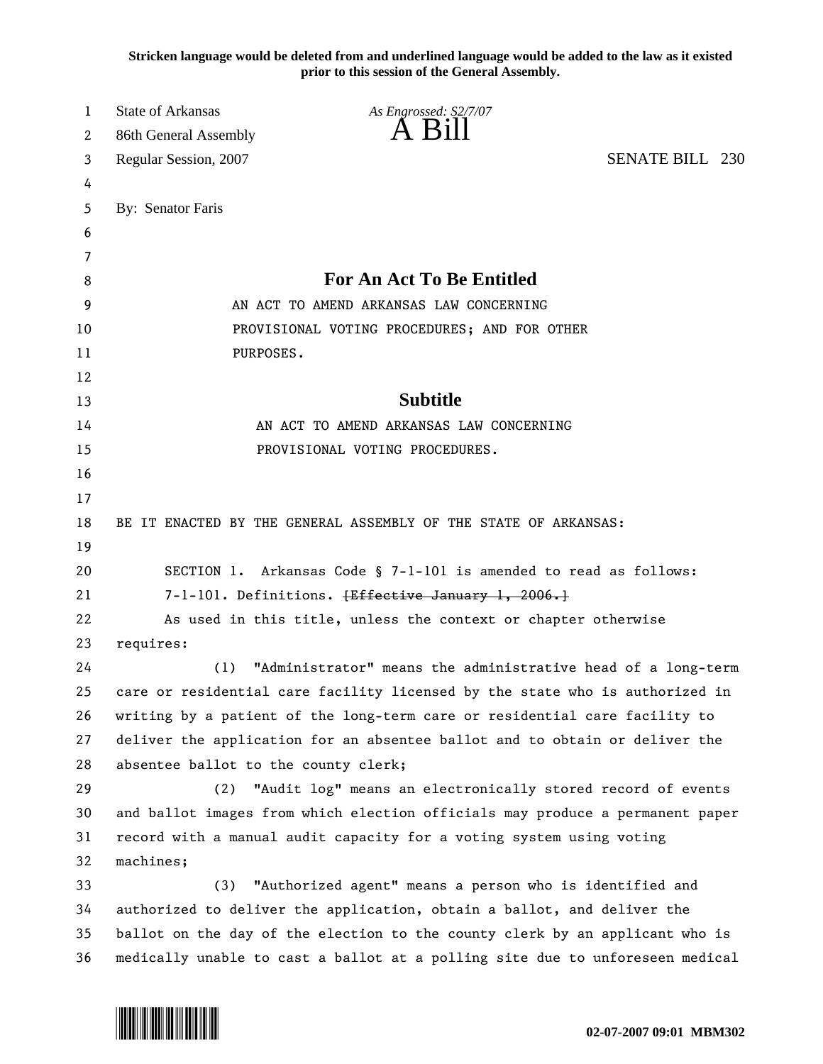**Stricken language would be deleted from and underlined language would be added to the law as it existed prior to this session of the General Assembly.**

State of Arkansas
86th General Assembly
Regular Session, 2007

*As Engrossed: S2/7/07*

# A Bill

SENATE BILL 230

By: Senator Faris

## For An Act To Be Entitled

AN ACT TO AMEND ARKANSAS LAW CONCERNING PROVISIONAL VOTING PROCEDURES; AND FOR OTHER PURPOSES.

## Subtitle

AN ACT TO AMEND ARKANSAS LAW CONCERNING PROVISIONAL VOTING PROCEDURES.

BE IT ENACTED BY THE GENERAL ASSEMBLY OF THE STATE OF ARKANSAS:

SECTION 1. Arkansas Code § 7-1-101 is amended to read as follows:

7-1-101. Definitions. ~~[Effective January 1, 2006.]~~

As used in this title, unless the context or chapter otherwise requires:

(1) "Administrator" means the administrative head of a long-term care or residential care facility licensed by the state who is authorized in writing by a patient of the long-term care or residential care facility to deliver the application for an absentee ballot and to obtain or deliver the absentee ballot to the county clerk;

(2) "Audit log" means an electronically stored record of events and ballot images from which election officials may produce a permanent paper record with a manual audit capacity for a voting system using voting machines;

(3) "Authorized agent" means a person who is identified and authorized to deliver the application, obtain a ballot, and deliver the ballot on the day of the election to the county clerk by an applicant who is medically unable to cast a ballot at a polling site due to unforeseen medical

02-07-2007 09:01 MBM302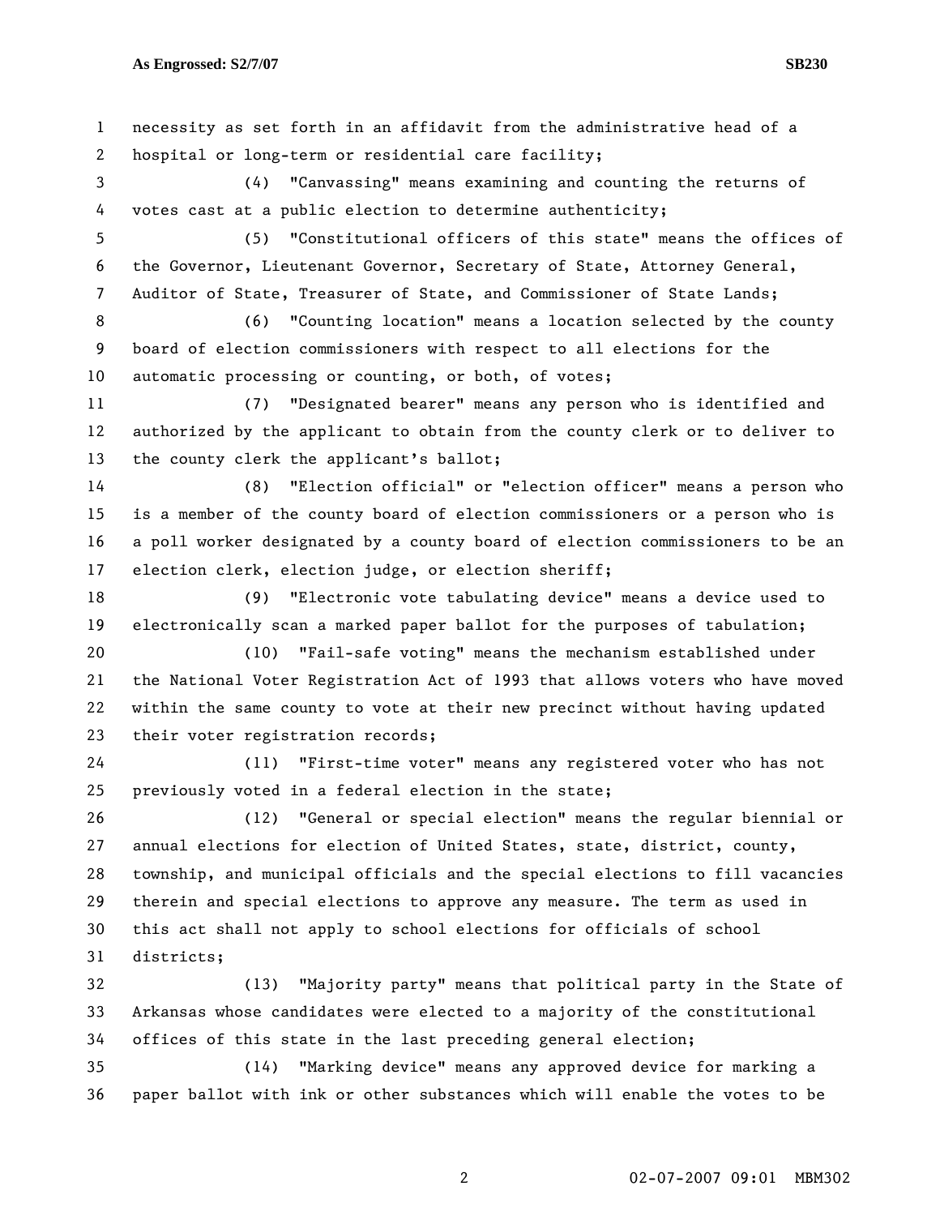necessity as set forth in an affidavit from the administrative head of a hospital or long-term or residential care facility;

(4) "Canvassing" means examining and counting the returns of votes cast at a public election to determine authenticity;

(5) "Constitutional officers of this state" means the offices of the Governor, Lieutenant Governor, Secretary of State, Attorney General, Auditor of State, Treasurer of State, and Commissioner of State Lands;

(6) "Counting location" means a location selected by the county board of election commissioners with respect to all elections for the automatic processing or counting, or both, of votes;

(7) "Designated bearer" means any person who is identified and authorized by the applicant to obtain from the county clerk or to deliver to the county clerk the applicant's ballot;

(8) "Election official" or "election officer" means a person who is a member of the county board of election commissioners or a person who is a poll worker designated by a county board of election commissioners to be an election clerk, election judge, or election sheriff;

(9) "Electronic vote tabulating device" means a device used to electronically scan a marked paper ballot for the purposes of tabulation;

(10) "Fail-safe voting" means the mechanism established under the National Voter Registration Act of 1993 that allows voters who have moved within the same county to vote at their new precinct without having updated their voter registration records;

(11) "First-time voter" means any registered voter who has not previously voted in a federal election in the state;

(12) "General or special election" means the regular biennial or annual elections for election of United States, state, district, county, township, and municipal officials and the special elections to fill vacancies therein and special elections to approve any measure. The term as used in this act shall not apply to school elections for officials of school districts;

(13) "Majority party" means that political party in the State of Arkansas whose candidates were elected to a majority of the constitutional offices of this state in the last preceding general election;

(14) "Marking device" means any approved device for marking a paper ballot with ink or other substances which will enable the votes to be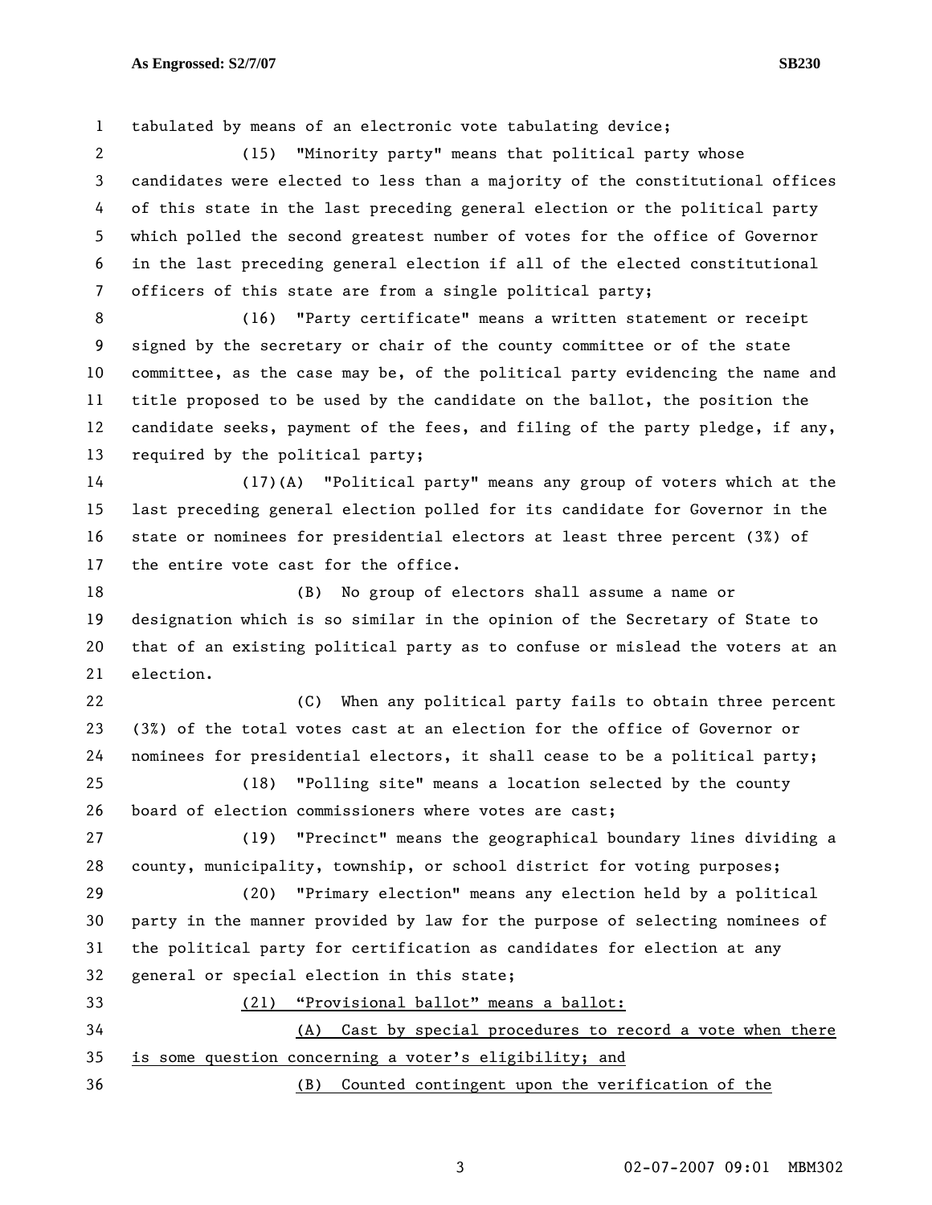tabulated by means of an electronic vote tabulating device;

(15) "Minority party" means that political party whose candidates were elected to less than a majority of the constitutional offices of this state in the last preceding general election or the political party which polled the second greatest number of votes for the office of Governor in the last preceding general election if all of the elected constitutional officers of this state are from a single political party;

(16) "Party certificate" means a written statement or receipt signed by the secretary or chair of the county committee or of the state committee, as the case may be, of the political party evidencing the name and title proposed to be used by the candidate on the ballot, the position the candidate seeks, payment of the fees, and filing of the party pledge, if any, required by the political party;

(17)(A) "Political party" means any group of voters which at the last preceding general election polled for its candidate for Governor in the state or nominees for presidential electors at least three percent (3%) of the entire vote cast for the office.

(B) No group of electors shall assume a name or designation which is so similar in the opinion of the Secretary of State to that of an existing political party as to confuse or mislead the voters at an election.

(C) When any political party fails to obtain three percent (3%) of the total votes cast at an election for the office of Governor or nominees for presidential electors, it shall cease to be a political party;

(18) "Polling site" means a location selected by the county board of election commissioners where votes are cast;

(19) "Precinct" means the geographical boundary lines dividing a county, municipality, township, or school district for voting purposes;

(20) "Primary election" means any election held by a political party in the manner provided by law for the purpose of selecting nominees of the political party for certification as candidates for election at any general or special election in this state;

<u>(21) "Provisional ballot" means a ballot:</u>

<u>(A) Cast by special procedures to record a vote when there is some question concerning a voter's eligibility; and</u>

<u>(B) Counted contingent upon the verification of the</u>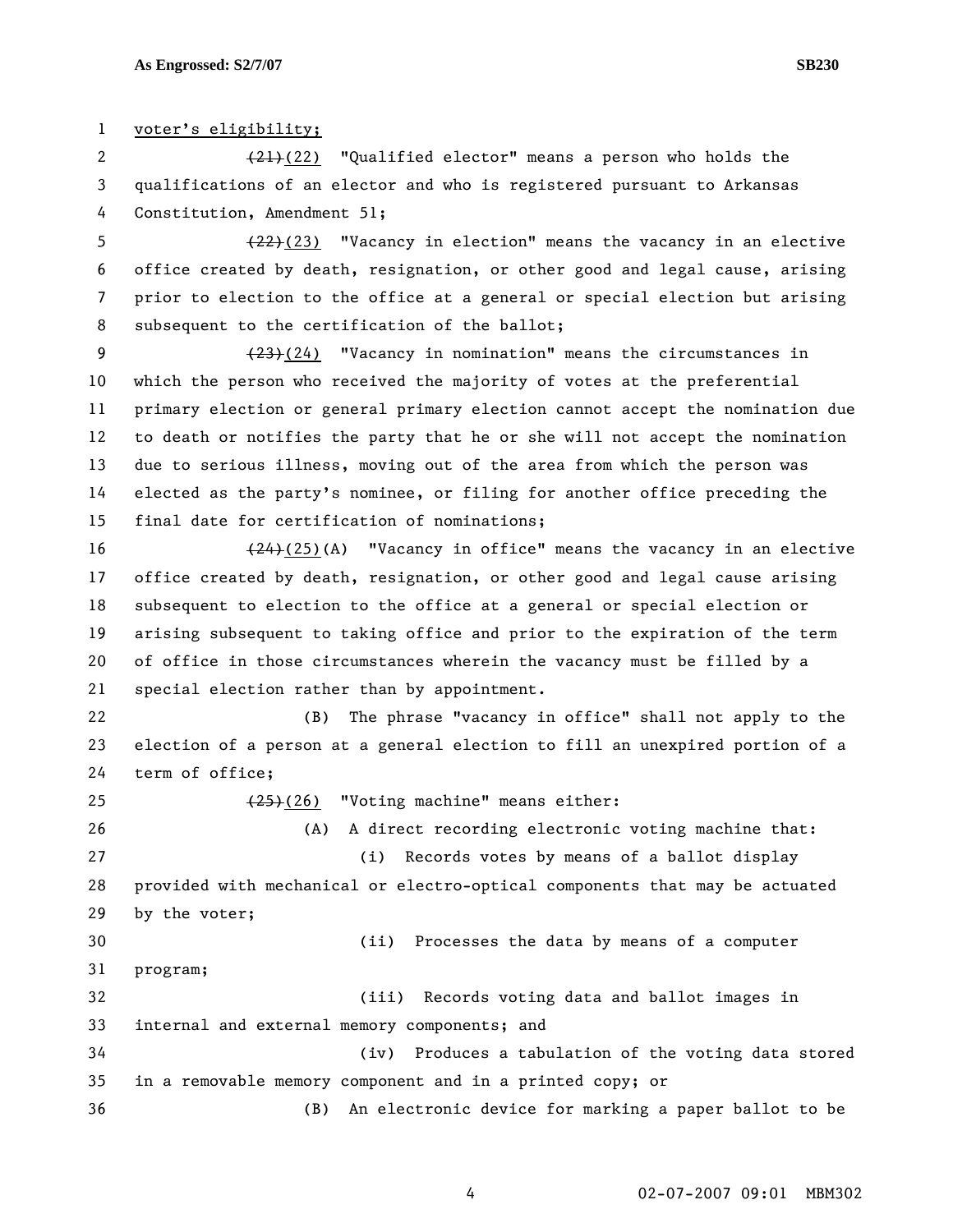voter's eligibility;

~~(21)~~(22) "Qualified elector" means a person who holds the qualifications of an elector and who is registered pursuant to Arkansas Constitution, Amendment 51;

~~(22)~~(23) "Vacancy in election" means the vacancy in an elective office created by death, resignation, or other good and legal cause, arising prior to election to the office at a general or special election but arising subsequent to the certification of the ballot;

~~(23)~~(24) "Vacancy in nomination" means the circumstances in which the person who received the majority of votes at the preferential primary election or general primary election cannot accept the nomination due to death or notifies the party that he or she will not accept the nomination due to serious illness, moving out of the area from which the person was elected as the party's nominee, or filing for another office preceding the final date for certification of nominations;

~~(24)~~(25)(A) "Vacancy in office" means the vacancy in an elective office created by death, resignation, or other good and legal cause arising subsequent to election to the office at a general or special election or arising subsequent to taking office and prior to the expiration of the term of office in those circumstances wherein the vacancy must be filled by a special election rather than by appointment.

(B) The phrase "vacancy in office" shall not apply to the election of a person at a general election to fill an unexpired portion of a term of office;

~~(25)~~(26) "Voting machine" means either:

(A) A direct recording electronic voting machine that:

(i) Records votes by means of a ballot display provided with mechanical or electro-optical components that may be actuated by the voter;

(ii) Processes the data by means of a computer program;

(iii) Records voting data and ballot images in internal and external memory components; and

(iv) Produces a tabulation of the voting data stored in a removable memory component and in a printed copy; or

(B) An electronic device for marking a paper ballot to be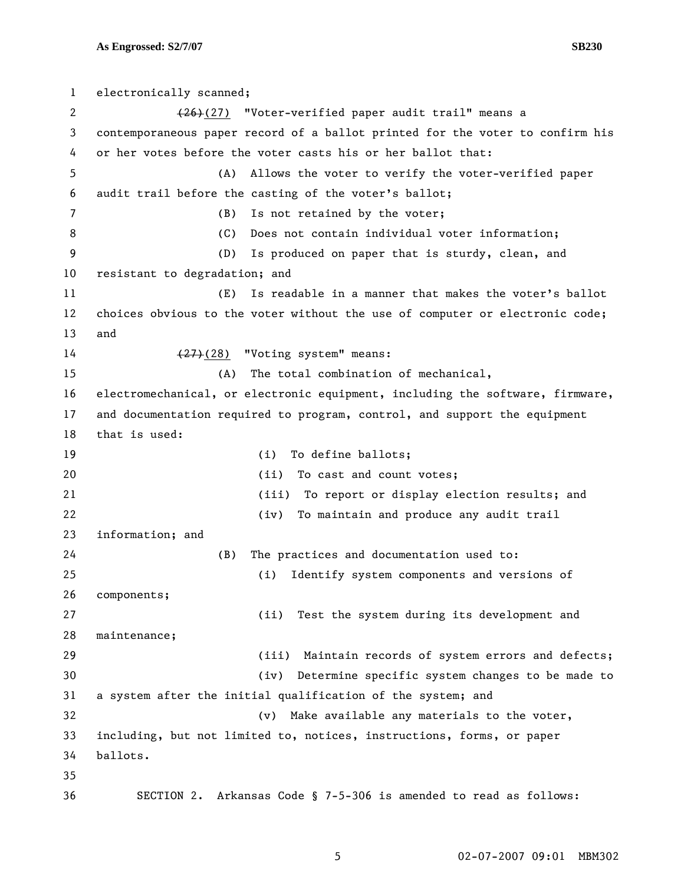electronically scanned;

~~(26)~~(27) "Voter-verified paper audit trail" means a contemporaneous paper record of a ballot printed for the voter to confirm his or her votes before the voter casts his or her ballot that:

(A) Allows the voter to verify the voter-verified paper audit trail before the casting of the voter's ballot;

(B) Is not retained by the voter;

(C) Does not contain individual voter information;

(D) Is produced on paper that is sturdy, clean, and resistant to degradation; and

(E) Is readable in a manner that makes the voter's ballot choices obvious to the voter without the use of computer or electronic code; and

~~(27)~~(28) "Voting system" means:

(A) The total combination of mechanical, electromechanical, or electronic equipment, including the software, firmware, and documentation required to program, control, and support the equipment that is used:

(i) To define ballots;

(ii) To cast and count votes;

(iii) To report or display election results; and

(iv) To maintain and produce any audit trail information; and

(B) The practices and documentation used to:

(i) Identify system components and versions of components;

(ii) Test the system during its development and maintenance;

(iii) Maintain records of system errors and defects;

(iv) Determine specific system changes to be made to a system after the initial qualification of the system; and

(v) Make available any materials to the voter, including, but not limited to, notices, instructions, forms, or paper ballots.

SECTION 2. Arkansas Code § 7-5-306 is amended to read as follows: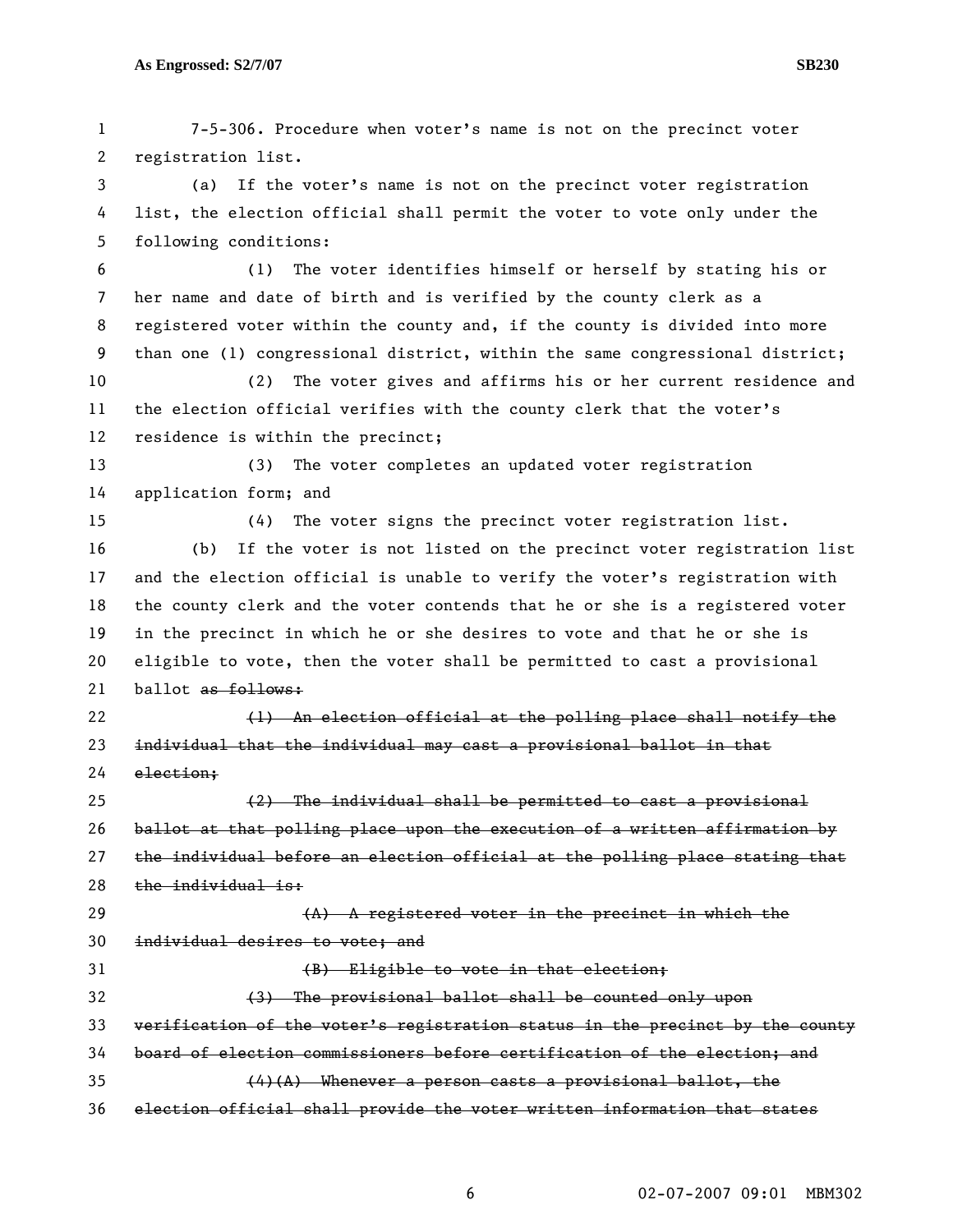7-5-306. Procedure when voter's name is not on the precinct voter registration list.

(a) If the voter's name is not on the precinct voter registration list, the election official shall permit the voter to vote only under the following conditions:

(1) The voter identifies himself or herself by stating his or her name and date of birth and is verified by the county clerk as a registered voter within the county and, if the county is divided into more than one (1) congressional district, within the same congressional district;

(2) The voter gives and affirms his or her current residence and the election official verifies with the county clerk that the voter's residence is within the precinct;

(3) The voter completes an updated voter registration application form; and

(4) The voter signs the precinct voter registration list.

(b) If the voter is not listed on the precinct voter registration list and the election official is unable to verify the voter's registration with the county clerk and the voter contends that he or she is a registered voter in the precinct in which he or she desires to vote and that he or she is eligible to vote, then the voter shall be permitted to cast a provisional ballot ~~as follows:~~

~~(1) An election official at the polling place shall notify the individual that the individual may cast a provisional ballot in that election;~~

~~(2) The individual shall be permitted to cast a provisional ballot at that polling place upon the execution of a written affirmation by the individual before an election official at the polling place stating that the individual is:~~

~~(A) A registered voter in the precinct in which the individual desires to vote; and~~

~~(B) Eligible to vote in that election;~~

~~(3) The provisional ballot shall be counted only upon verification of the voter's registration status in the precinct by the county board of election commissioners before certification of the election; and~~

~~(4)(A) Whenever a person casts a provisional ballot, the election official shall provide the voter written information that states~~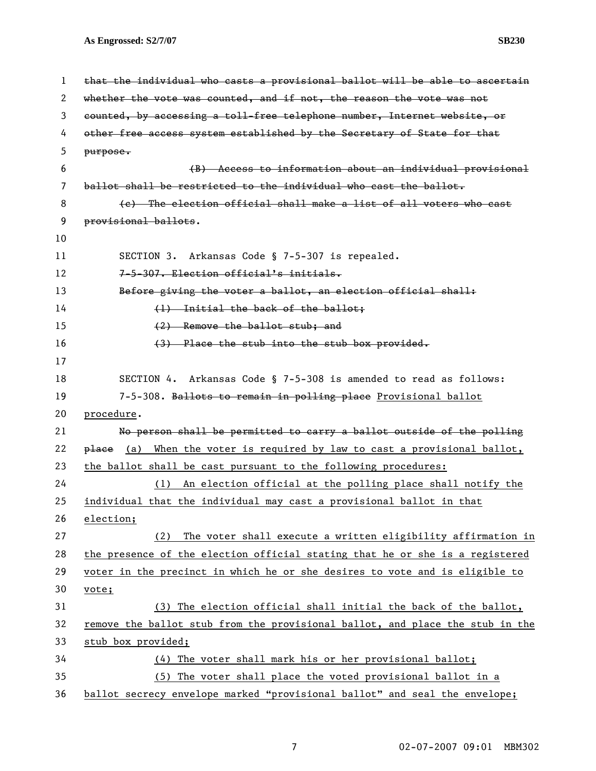~~that the individual who casts a provisional ballot will be able to ascertain whether the vote was counted, and if not, the reason the vote was not counted, by accessing a toll-free telephone number, Internet website, or other free access system established by the Secretary of State for that purpose.~~

~~(B) Access to information about an individual provisional ballot shall be restricted to the individual who cast the ballot.~~

~~(c) The election official shall make a list of all voters who cast provisional ballots~~.

SECTION 3. Arkansas Code § 7-5-307 is repealed.

~~7-5-307. Election official's initials.~~

~~Before giving the voter a ballot, an election official shall:~~

~~(1) Initial the back of the ballot;~~

~~(2) Remove the ballot stub; and~~

~~(3) Place the stub into the stub box provided.~~

SECTION 4. Arkansas Code § 7-5-308 is amended to read as follows:

7-5-308. ~~Ballots to remain in polling place~~ <u>Provisional ballot procedure</u>.

~~No person shall be permitted to carry a ballot outside of the polling place~~ <u>(a) When the voter is required by law to cast a provisional ballot, the ballot shall be cast pursuant to the following procedures:</u>

<u>(1) An election official at the polling place shall notify the individual that the individual may cast a provisional ballot in that election;</u>

<u>(2) The voter shall execute a written eligibility affirmation in the presence of the election official stating that he or she is a registered voter in the precinct in which he or she desires to vote and is eligible to vote;</u>

<u>(3) The election official shall initial the back of the ballot, remove the ballot stub from the provisional ballot, and place the stub in the stub box provided;</u>

<u>(4) The voter shall mark his or her provisional ballot;</u>

<u>(5) The voter shall place the voted provisional ballot in a ballot secrecy envelope marked "provisional ballot" and seal the envelope;</u>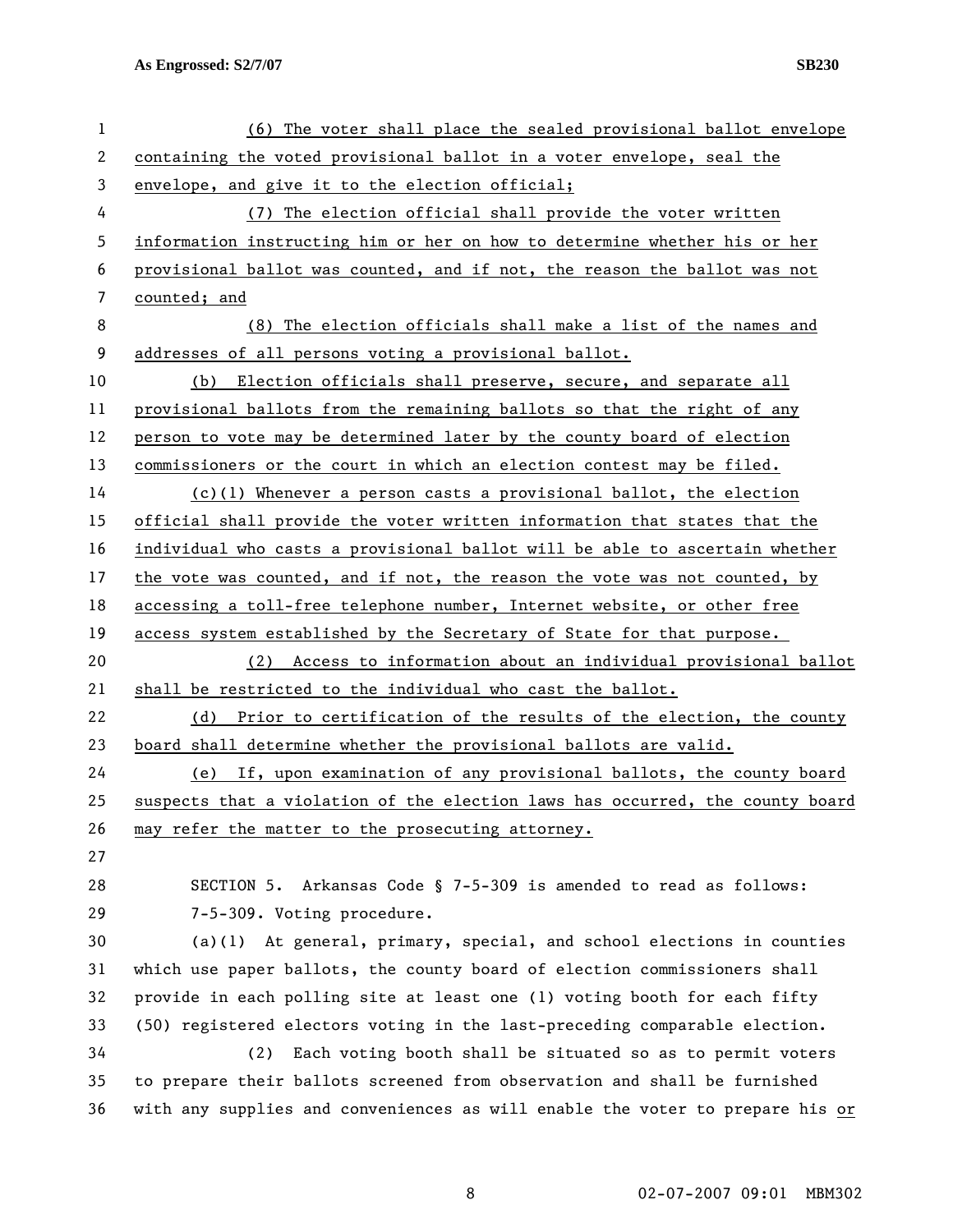(6) The voter shall place the sealed provisional ballot envelope containing the voted provisional ballot in a voter envelope, seal the envelope, and give it to the election official;

(7) The election official shall provide the voter written information instructing him or her on how to determine whether his or her provisional ballot was counted, and if not, the reason the ballot was not counted; and

(8) The election officials shall make a list of the names and addresses of all persons voting a provisional ballot.

(b) Election officials shall preserve, secure, and separate all provisional ballots from the remaining ballots so that the right of any person to vote may be determined later by the county board of election commissioners or the court in which an election contest may be filed.

(c)(1) Whenever a person casts a provisional ballot, the election official shall provide the voter written information that states that the individual who casts a provisional ballot will be able to ascertain whether the vote was counted, and if not, the reason the vote was not counted, by accessing a toll-free telephone number, Internet website, or other free access system established by the Secretary of State for that purpose.

(2) Access to information about an individual provisional ballot shall be restricted to the individual who cast the ballot.

(d) Prior to certification of the results of the election, the county board shall determine whether the provisional ballots are valid.

(e) If, upon examination of any provisional ballots, the county board suspects that a violation of the election laws has occurred, the county board may refer the matter to the prosecuting attorney.

SECTION 5. Arkansas Code § 7-5-309 is amended to read as follows:

7-5-309. Voting procedure.

(a)(1) At general, primary, special, and school elections in counties which use paper ballots, the county board of election commissioners shall provide in each polling site at least one (1) voting booth for each fifty (50) registered electors voting in the last-preceding comparable election.

(2) Each voting booth shall be situated so as to permit voters to prepare their ballots screened from observation and shall be furnished with any supplies and conveniences as will enable the voter to prepare his or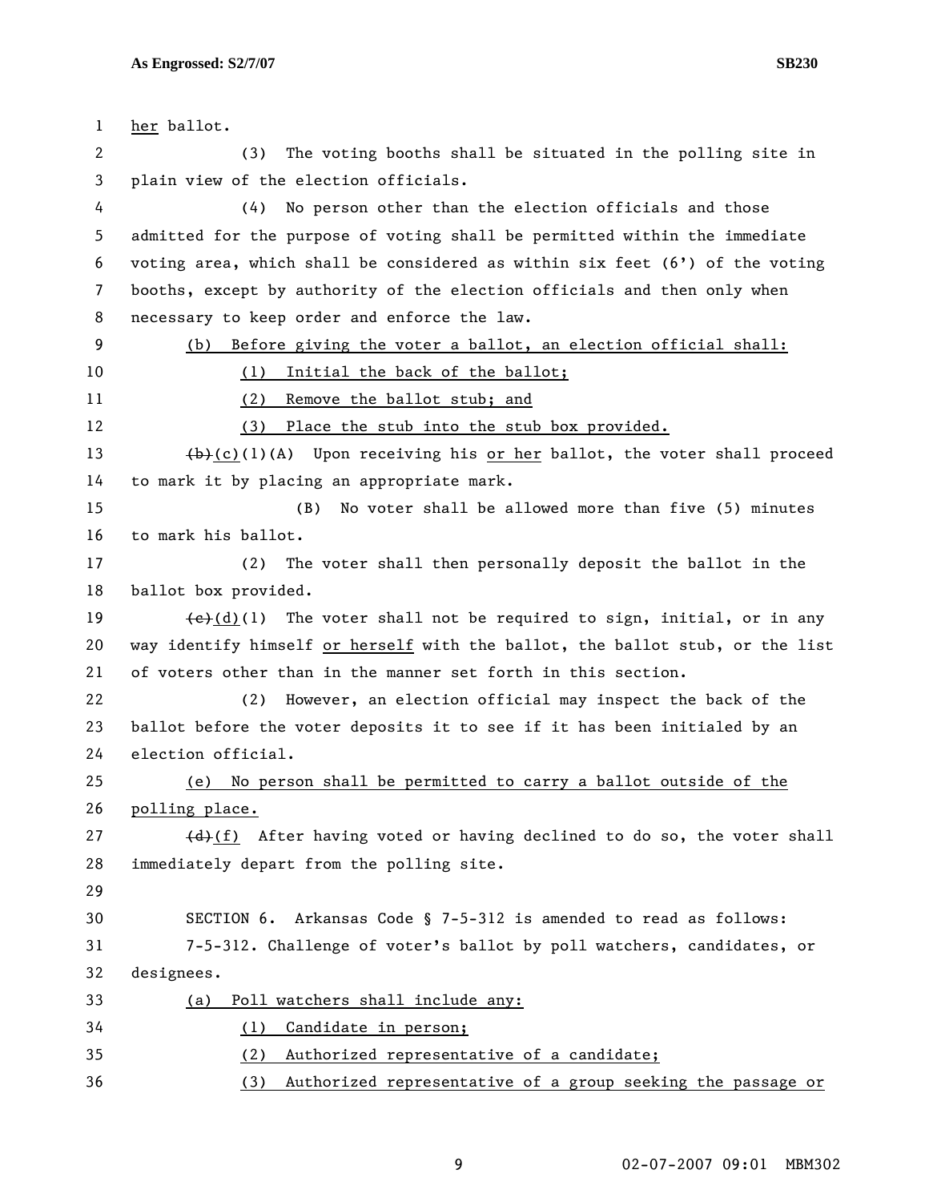her ballot.

(3) The voting booths shall be situated in the polling site in plain view of the election officials.

(4) No person other than the election officials and those admitted for the purpose of voting shall be permitted within the immediate voting area, which shall be considered as within six feet (6') of the voting booths, except by authority of the election officials and then only when necessary to keep order and enforce the law.

(b) Before giving the voter a ballot, an election official shall:

(1) Initial the back of the ballot;

(2) Remove the ballot stub; and

(3) Place the stub into the stub box provided.

~~(b)~~(c)(1)(A) Upon receiving his or her ballot, the voter shall proceed to mark it by placing an appropriate mark.

(B) No voter shall be allowed more than five (5) minutes to mark his ballot.

(2) The voter shall then personally deposit the ballot in the ballot box provided.

~~(c)~~(d)(1) The voter shall not be required to sign, initial, or in any way identify himself or herself with the ballot, the ballot stub, or the list of voters other than in the manner set forth in this section.

(2) However, an election official may inspect the back of the ballot before the voter deposits it to see if it has been initialed by an election official.

(e) No person shall be permitted to carry a ballot outside of the polling place.

~~(d)~~(f) After having voted or having declined to do so, the voter shall immediately depart from the polling site.

SECTION 6. Arkansas Code § 7-5-312 is amended to read as follows:

7-5-312. Challenge of voter's ballot by poll watchers, candidates, or designees.

(a) Poll watchers shall include any:

(1) Candidate in person;

(2) Authorized representative of a candidate;

(3) Authorized representative of a group seeking the passage or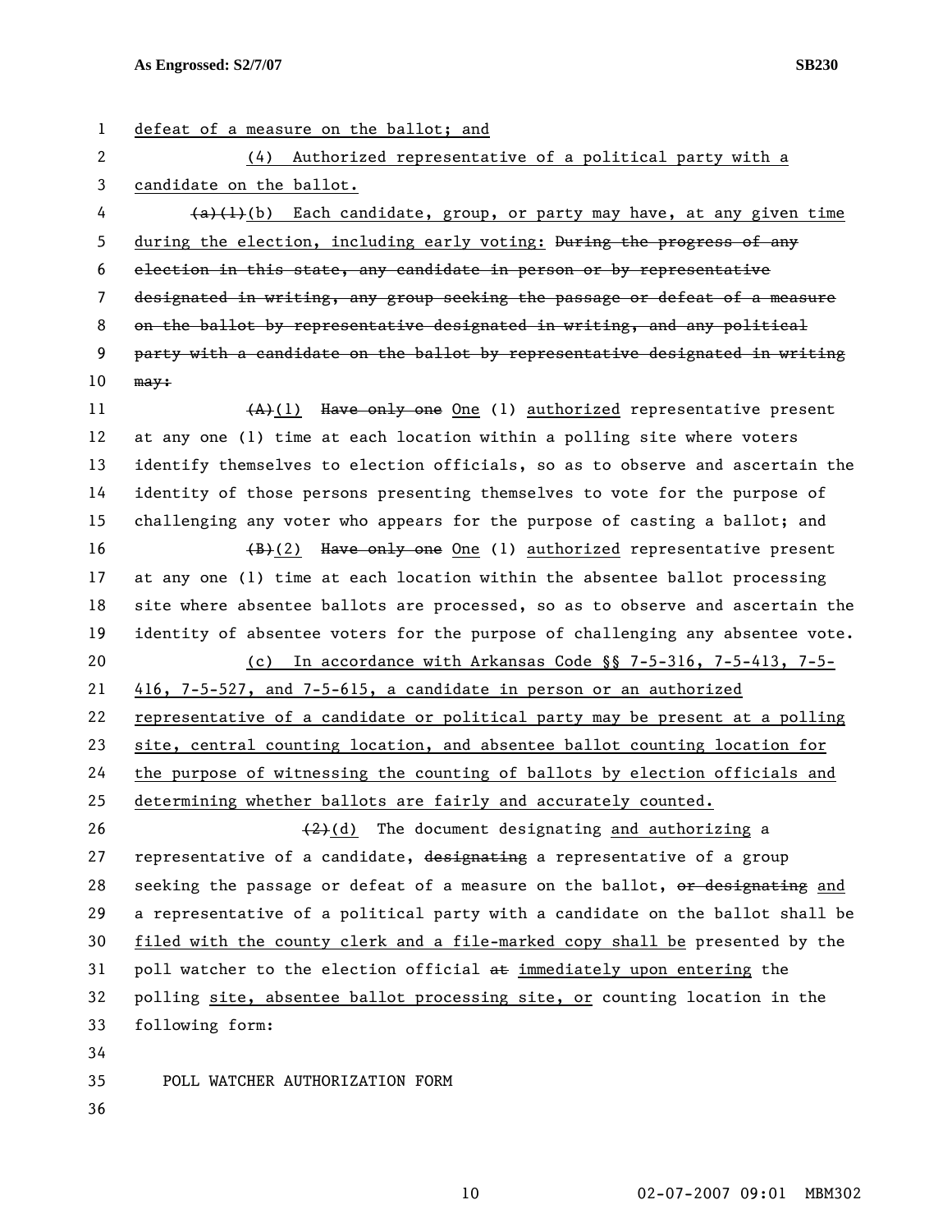defeat of a measure on the ballot; and

(4) Authorized representative of a political party with a candidate on the ballot.

~~(a)(1)~~(b) Each candidate, group, or party may have, at any given time during the election, including early voting: ~~During the progress of any election in this state, any candidate in person or by representative designated in writing, any group seeking the passage or defeat of a measure on the ballot by representative designated in writing, and any political party with a candidate on the ballot by representative designated in writing may:~~

~~(A)~~(1) ~~Have only one~~ One (1) authorized representative present at any one (1) time at each location within a polling site where voters identify themselves to election officials, so as to observe and ascertain the identity of those persons presenting themselves to vote for the purpose of challenging any voter who appears for the purpose of casting a ballot; and

~~(B)~~(2) ~~Have only one~~ One (1) authorized representative present at any one (1) time at each location within the absentee ballot processing site where absentee ballots are processed, so as to observe and ascertain the identity of absentee voters for the purpose of challenging any absentee vote.

(c) In accordance with Arkansas Code §§ 7-5-316, 7-5-413, 7-5-416, 7-5-527, and 7-5-615, a candidate in person or an authorized representative of a candidate or political party may be present at a polling site, central counting location, and absentee ballot counting location for the purpose of witnessing the counting of ballots by election officials and determining whether ballots are fairly and accurately counted.

~~(2)~~(d) The document designating and authorizing a representative of a candidate, ~~designating~~ a representative of a group seeking the passage or defeat of a measure on the ballot, ~~or designating~~ and a representative of a political party with a candidate on the ballot shall be filed with the county clerk and a file-marked copy shall be presented by the poll watcher to the election official ~~at~~ immediately upon entering the polling site, absentee ballot processing site, or counting location in the following form:

POLL WATCHER AUTHORIZATION FORM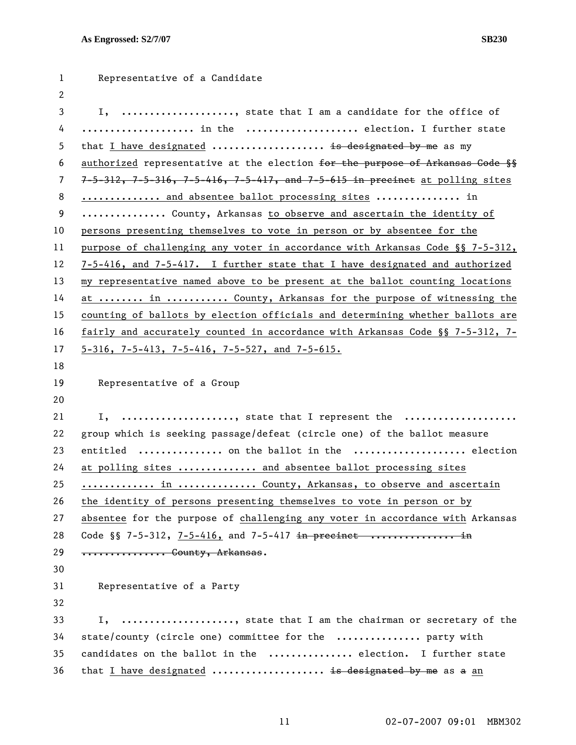Representative of a Candidate

I, ...................., state that I am a candidate for the office of .................... in the .................... election. I further state that I have designated .................... ~~is designated by me~~ as my authorized representative at the election ~~for the purpose of Arkansas Code §§ 7-5-312, 7-5-316, 7-5-416, 7-5-417, and 7-5-615 in precinct~~ at polling sites .............. and absentee ballot processing sites ............... in ............... County, Arkansas to observe and ascertain the identity of persons presenting themselves to vote in person or by absentee for the purpose of challenging any voter in accordance with Arkansas Code §§ 7-5-312, 7-5-416, and 7-5-417. I further state that I have designated and authorized my representative named above to be present at the ballot counting locations at ........ in ........... County, Arkansas for the purpose of witnessing the counting of ballots by election officials and determining whether ballots are fairly and accurately counted in accordance with Arkansas Code §§ 7-5-312, 7-5-316, 7-5-413, 7-5-416, 7-5-527, and 7-5-615.

Representative of a Group

I, ...................., state that I represent the .................... group which is seeking passage/defeat (circle one) of the ballot measure entitled ............... on the ballot in the .................... election at polling sites .............. and absentee ballot processing sites ............. in .............. County, Arkansas, to observe and ascertain the identity of persons presenting themselves to vote in person or by absentee for the purpose of challenging any voter in accordance with Arkansas Code §§ 7-5-312, 7-5-416, and 7-5-417 ~~in precinct ............... in ............... County, Arkansas~~.

Representative of a Party

I, ...................., state that I am the chairman or secretary of the state/county (circle one) committee for the ............... party with candidates on the ballot in the ............... election. I further state that I have designated .................... ~~is designated by me~~ as ~~a~~ an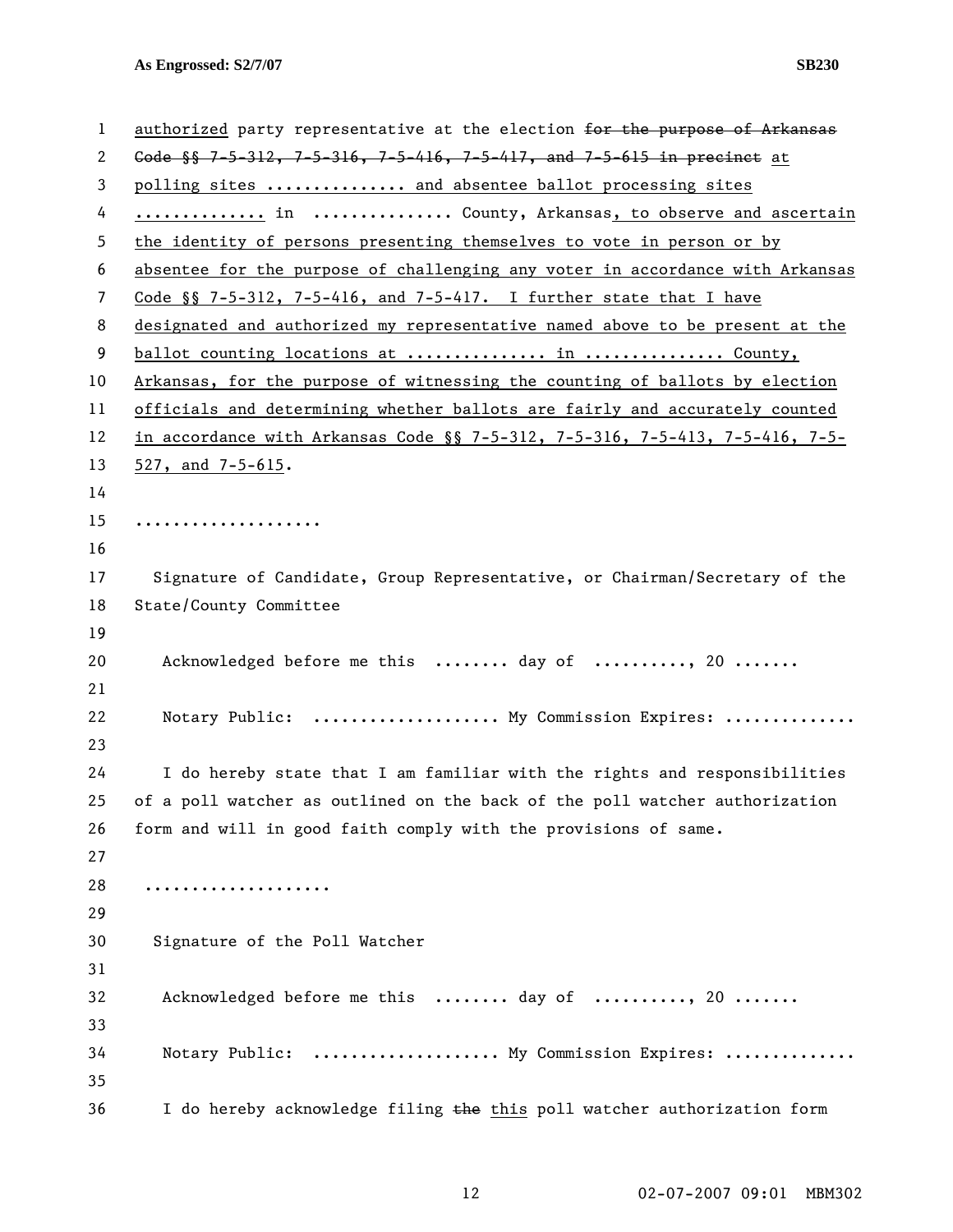authorized party representative at the election ~~for the purpose of Arkansas Code §§ 7-5-312, 7-5-316, 7-5-416, 7-5-417, and 7-5-615 in precinct~~ at polling sites .............. and absentee ballot processing sites ............. in .............. County, Arkansas, to observe and ascertain the identity of persons presenting themselves to vote in person or by absentee for the purpose of challenging any voter in accordance with Arkansas Code §§ 7-5-312, 7-5-416, and 7-5-417. I further state that I have designated and authorized my representative named above to be present at the ballot counting locations at .............. in .............. County, Arkansas, for the purpose of witnessing the counting of ballots by election officials and determining whether ballots are fairly and accurately counted in accordance with Arkansas Code §§ 7-5-312, 7-5-316, 7-5-413, 7-5-416, 7-5-527, and 7-5-615.

...................

Signature of Candidate, Group Representative, or Chairman/Secretary of the State/County Committee

Acknowledged before me this ........ day of .........., 20 .......

Notary Public: ................... My Commission Expires: .............

I do hereby state that I am familiar with the rights and responsibilities of a poll watcher as outlined on the back of the poll watcher authorization form and will in good faith comply with the provisions of same.

...................

Signature of the Poll Watcher

Acknowledged before me this ........ day of .........., 20 .......

Notary Public: ................... My Commission Expires: .............

I do hereby acknowledge filing ~~the~~ this poll watcher authorization form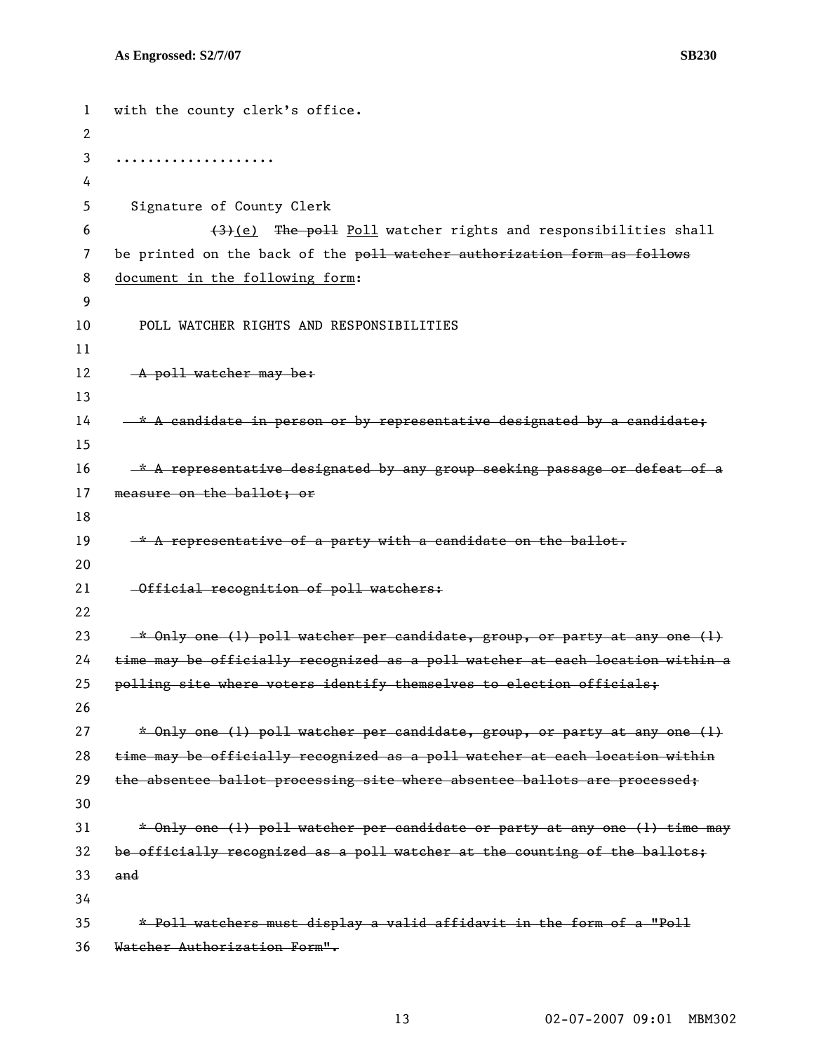with the county clerk's office.

....................

Signature of County Clerk

~~(3)~~(e) ~~The poll~~ Poll watcher rights and responsibilities shall be printed on the back of the ~~poll watcher authorization form as follows~~ document in the following form:

POLL WATCHER RIGHTS AND RESPONSIBILITIES

~~A poll watcher may be:~~

~~* A candidate in person or by representative designated by a candidate;~~

~~* A representative designated by any group seeking passage or defeat of a measure on the ballot; or~~

~~* A representative of a party with a candidate on the ballot.~~

~~Official recognition of poll watchers:~~

~~* Only one (1) poll watcher per candidate, group, or party at any one (1) time may be officially recognized as a poll watcher at each location within a polling site where voters identify themselves to election officials;~~

~~* Only one (1) poll watcher per candidate, group, or party at any one (1) time may be officially recognized as a poll watcher at each location within the absentee ballot processing site where absentee ballots are processed;~~

~~* Only one (1) poll watcher per candidate or party at any one (1) time may be officially recognized as a poll watcher at the counting of the ballots; and~~

~~* Poll watchers must display a valid affidavit in the form of a "Poll Watcher Authorization Form".~~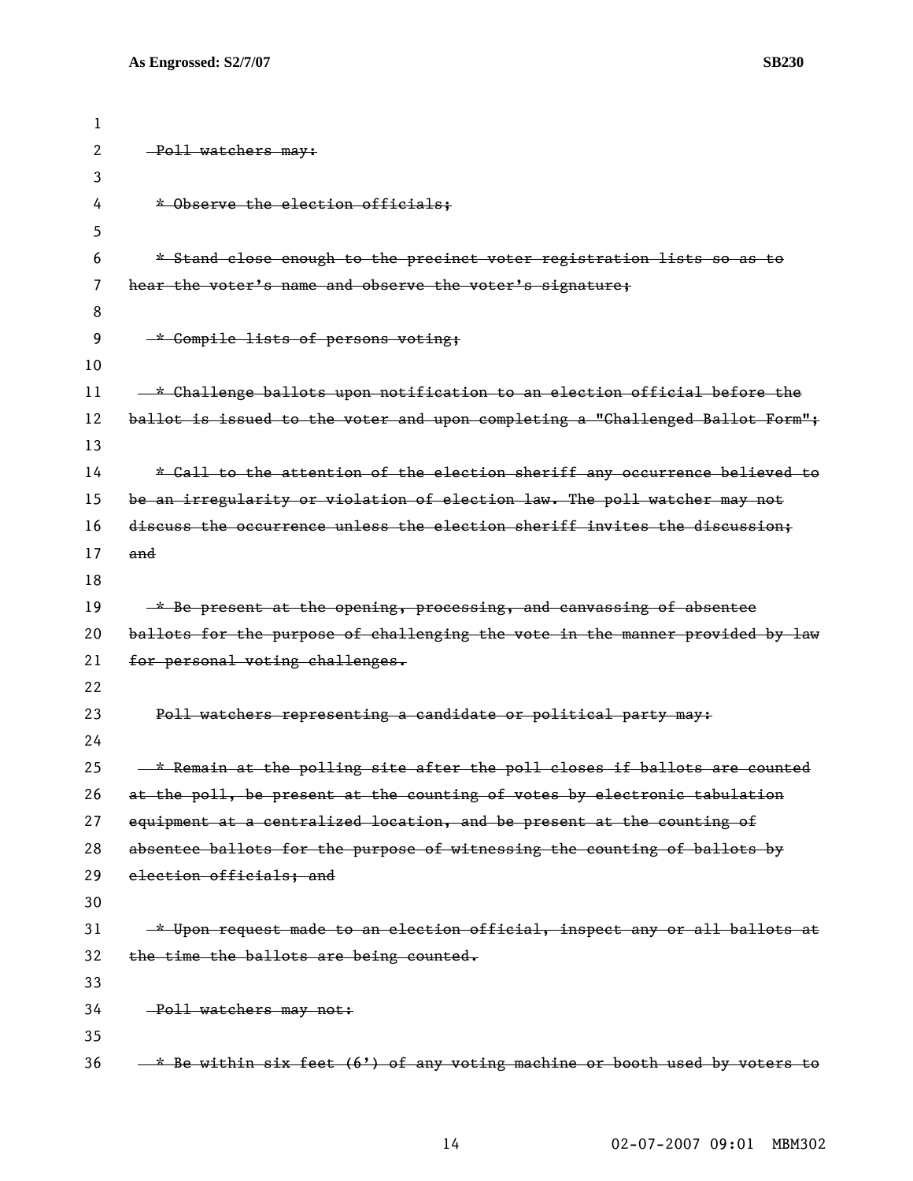~~Poll watchers may:~~

~~* Observe the election officials;~~

~~* Stand close enough to the precinct voter registration lists so as to hear the voter's name and observe the voter's signature;~~

~~* Compile lists of persons voting;~~

~~* Challenge ballots upon notification to an election official before the ballot is issued to the voter and upon completing a "Challenged Ballot Form";~~

~~* Call to the attention of the election sheriff any occurrence believed to be an irregularity or violation of election law. The poll watcher may not discuss the occurrence unless the election sheriff invites the discussion; and~~

~~* Be present at the opening, processing, and canvassing of absentee ballots for the purpose of challenging the vote in the manner provided by law for personal voting challenges.~~

~~Poll watchers representing a candidate or political party may:~~

~~* Remain at the polling site after the poll closes if ballots are counted at the poll, be present at the counting of votes by electronic tabulation equipment at a centralized location, and be present at the counting of absentee ballots for the purpose of witnessing the counting of ballots by election officials; and~~

~~* Upon request made to an election official, inspect any or all ballots at the time the ballots are being counted.~~

~~Poll watchers may not:~~

~~* Be within six feet (6') of any voting machine or booth used by voters to~~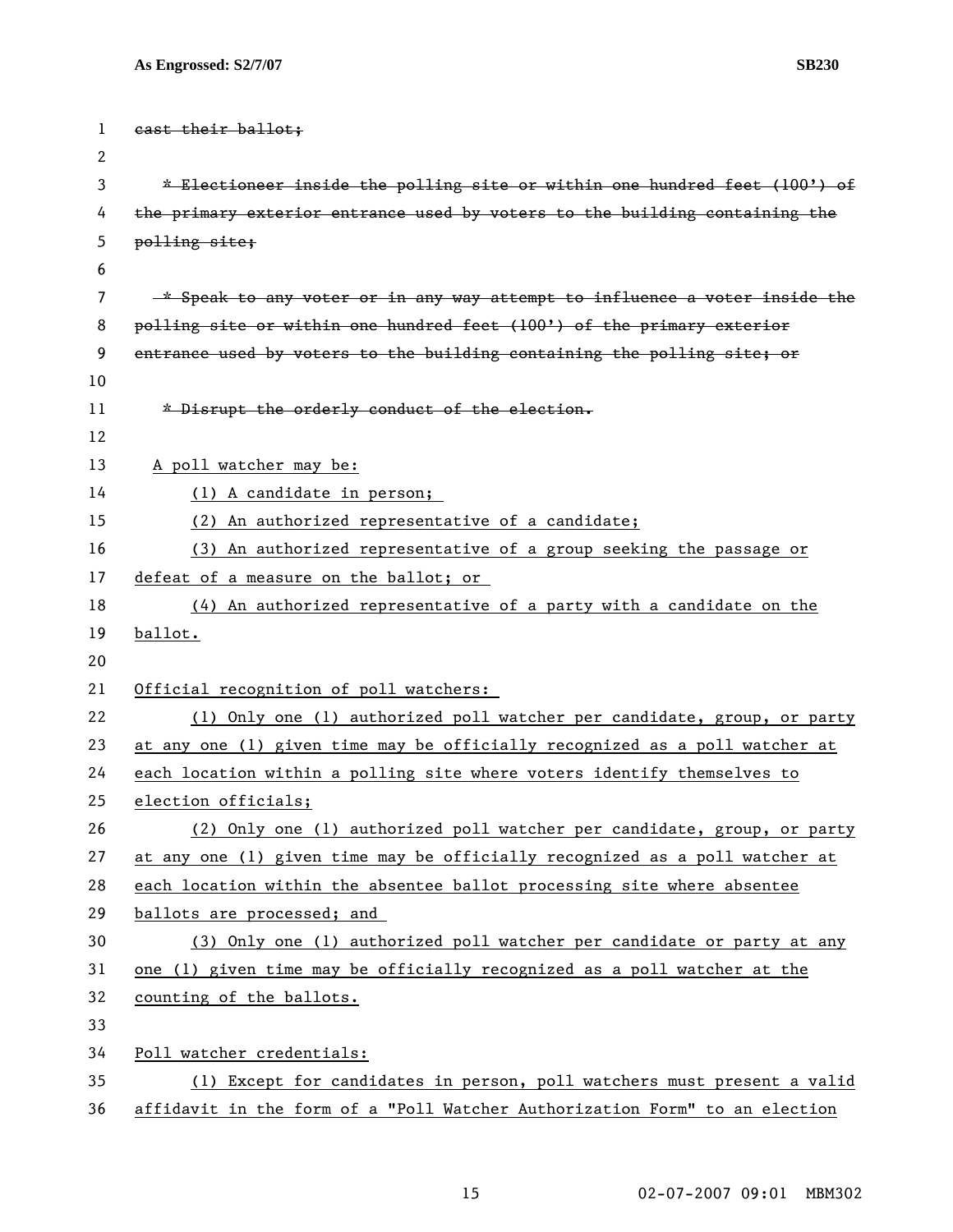~~cast their ballot;~~

~~* Electioneer inside the polling site or within one hundred feet (100') of the primary exterior entrance used by voters to the building containing the polling site;~~

~~* Speak to any voter or in any way attempt to influence a voter inside the polling site or within one hundred feet (100') of the primary exterior entrance used by voters to the building containing the polling site; or~~

~~* Disrupt the orderly conduct of the election.~~

<u>A poll watcher may be:</u>

<u>(1) A candidate in person;</u>

<u>(2) An authorized representative of a candidate;</u>

<u>(3) An authorized representative of a group seeking the passage or defeat of a measure on the ballot; or</u>

<u>(4) An authorized representative of a party with a candidate on the ballot.</u>

<u>Official recognition of poll watchers:</u>

<u>(1) Only one (1) authorized poll watcher per candidate, group, or party at any one (1) given time may be officially recognized as a poll watcher at each location within a polling site where voters identify themselves to election officials;</u>

<u>(2) Only one (1) authorized poll watcher per candidate, group, or party at any one (1) given time may be officially recognized as a poll watcher at each location within the absentee ballot processing site where absentee ballots are processed; and</u>

<u>(3) Only one (1) authorized poll watcher per candidate or party at any one (1) given time may be officially recognized as a poll watcher at the counting of the ballots.</u>

<u>Poll watcher credentials:</u>

<u>(1) Except for candidates in person, poll watchers must present a valid affidavit in the form of a "Poll Watcher Authorization Form" to an election</u>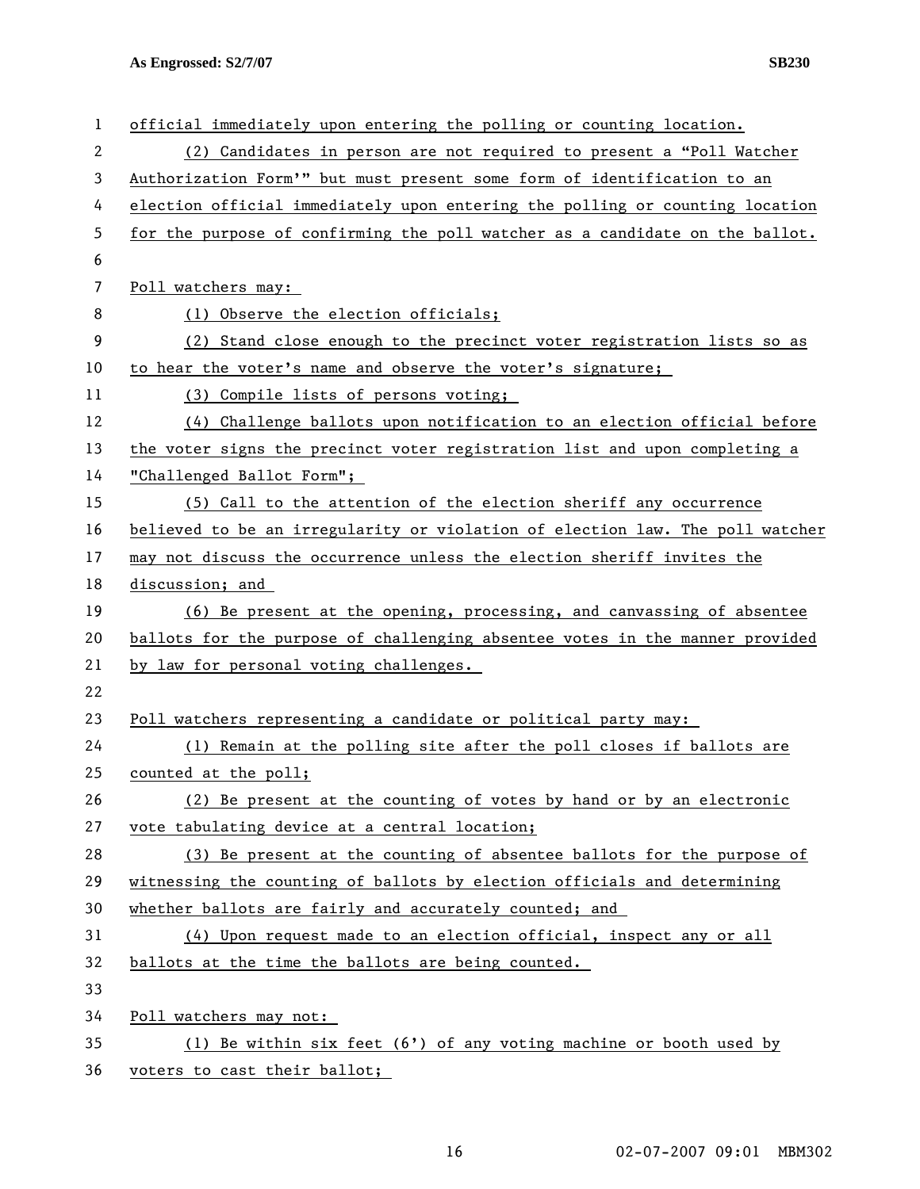official immediately upon entering the polling or counting location.

(2) Candidates in person are not required to present a "Poll Watcher Authorization Form'" but must present some form of identification to an election official immediately upon entering the polling or counting location for the purpose of confirming the poll watcher as a candidate on the ballot.

Poll watchers may:

(1) Observe the election officials;

(2) Stand close enough to the precinct voter registration lists so as to hear the voter's name and observe the voter's signature;

(3) Compile lists of persons voting;

(4) Challenge ballots upon notification to an election official before the voter signs the precinct voter registration list and upon completing a "Challenged Ballot Form";

(5) Call to the attention of the election sheriff any occurrence believed to be an irregularity or violation of election law. The poll watcher may not discuss the occurrence unless the election sheriff invites the discussion; and

(6) Be present at the opening, processing, and canvassing of absentee ballots for the purpose of challenging absentee votes in the manner provided by law for personal voting challenges.

Poll watchers representing a candidate or political party may:

(1) Remain at the polling site after the poll closes if ballots are counted at the poll;

(2) Be present at the counting of votes by hand or by an electronic vote tabulating device at a central location;

(3) Be present at the counting of absentee ballots for the purpose of witnessing the counting of ballots by election officials and determining whether ballots are fairly and accurately counted; and

(4) Upon request made to an election official, inspect any or all ballots at the time the ballots are being counted.

Poll watchers may not:

(1) Be within six feet (6') of any voting machine or booth used by voters to cast their ballot;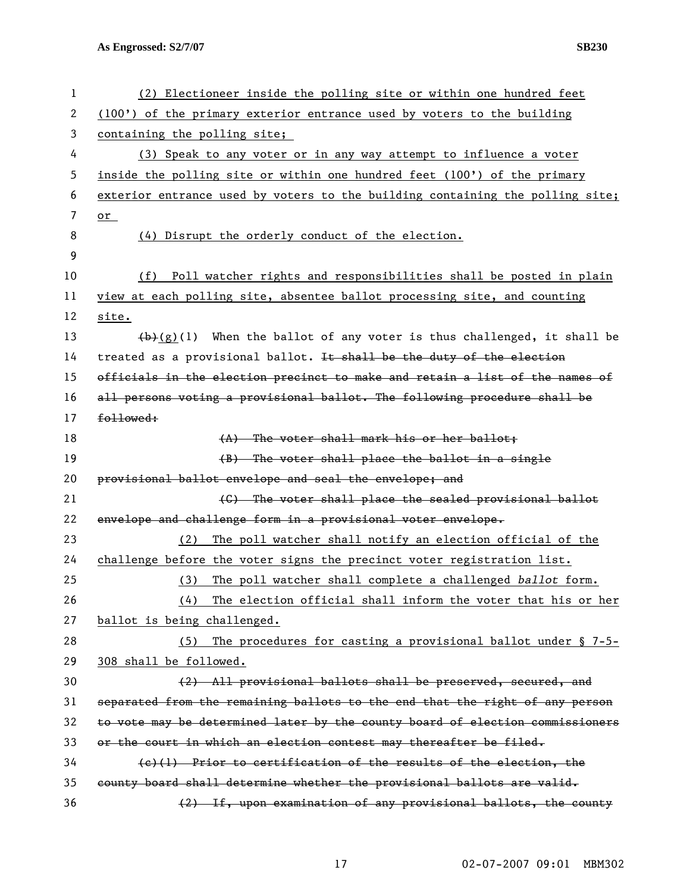(2) Electioneer inside the polling site or within one hundred feet (100') of the primary exterior entrance used by voters to the building containing the polling site;

(3) Speak to any voter or in any way attempt to influence a voter inside the polling site or within one hundred feet (100') of the primary exterior entrance used by voters to the building containing the polling site; or

(4) Disrupt the orderly conduct of the election.

(f) Poll watcher rights and responsibilities shall be posted in plain view at each polling site, absentee ballot processing site, and counting site.

~~(b)~~(g)(1) When the ballot of any voter is thus challenged, it shall be treated as a provisional ballot. ~~It shall be the duty of the election officials in the election precinct to make and retain a list of the names of all persons voting a provisional ballot. The following procedure shall be followed:~~

~~(A) The voter shall mark his or her ballot;~~

~~(B) The voter shall place the ballot in a single provisional ballot envelope and seal the envelope; and~~

~~(C) The voter shall place the sealed provisional ballot envelope and challenge form in a provisional voter envelope.~~

(2) The poll watcher shall notify an election official of the challenge before the voter signs the precinct voter registration list.

(3) The poll watcher shall complete a challenged *ballot* form.

(4) The election official shall inform the voter that his or her ballot is being challenged.

(5) The procedures for casting a provisional ballot under § 7-5-308 shall be followed.

~~(2) All provisional ballots shall be preserved, secured, and separated from the remaining ballots to the end that the right of any person to vote may be determined later by the county board of election commissioners or the court in which an election contest may thereafter be filed.~~

~~(c)(1) Prior to certification of the results of the election, the county board shall determine whether the provisional ballots are valid.~~

~~(2) If, upon examination of any provisional ballots, the county~~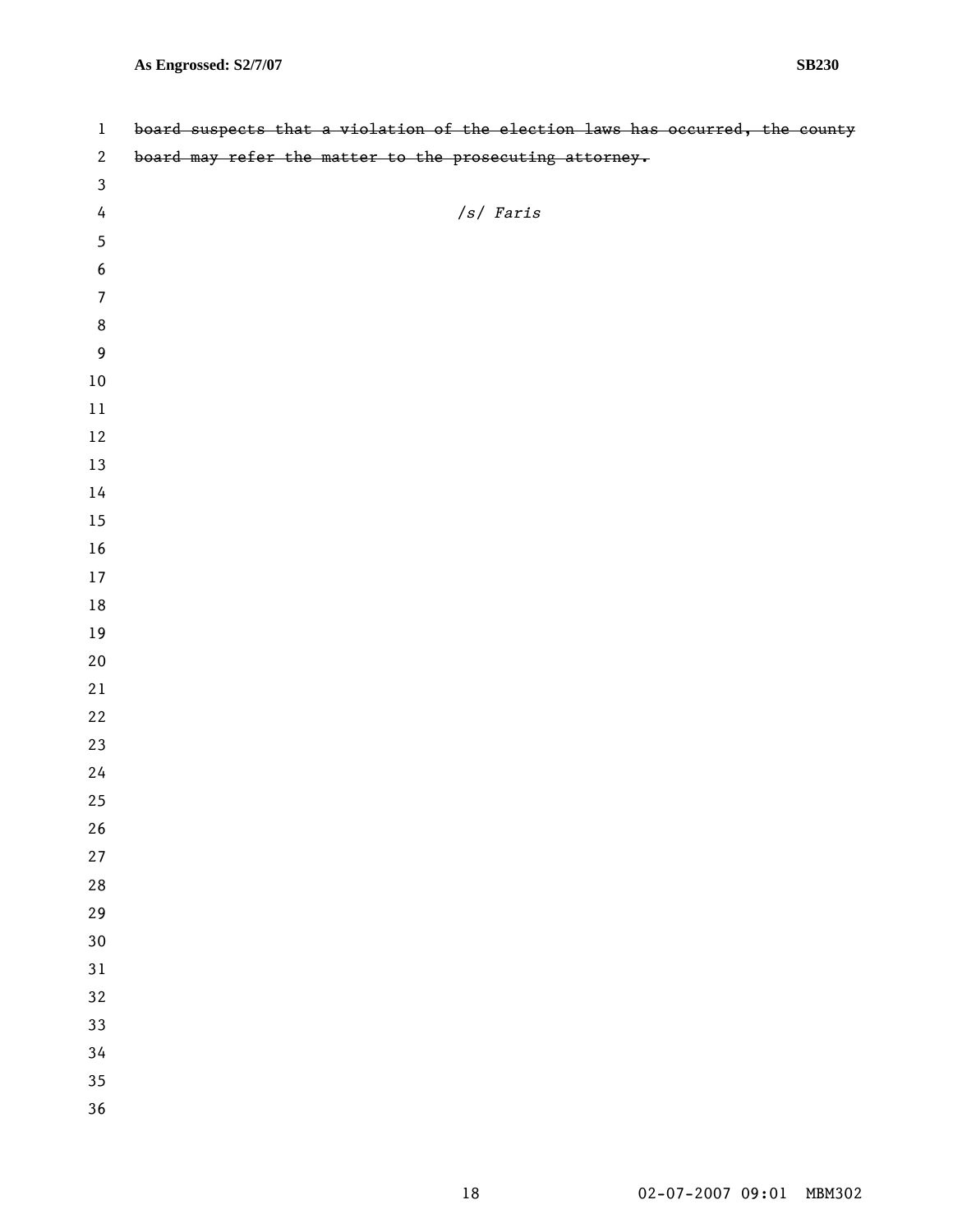~~board suspects that a violation of the election laws has occurred, the county board may refer the matter to the prosecuting attorney.~~

*/s/ Faris*